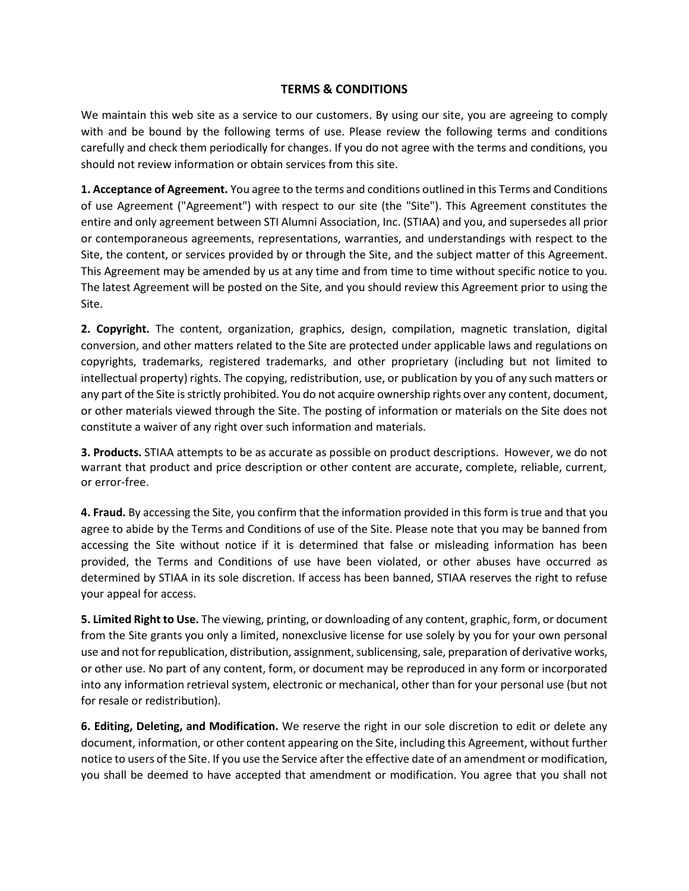# TERMS & CONDITIONS

We maintain this web site as a service to our customers. By using our site, you are agreeing to comply with and be bound by the following terms of use. Please review the following terms and conditions carefully and check them periodically for changes. If you do not agree with the terms and conditions, you should not review information or obtain services from this site.

**1. Acceptance of Agreement.** You agree to the terms and conditions outlined in this Terms and Conditions of use Agreement ("Agreement") with respect to our site (the "Site"). This Agreement constitutes the entire and only agreement between STI Alumni Association, Inc. (STIAA) and you, and supersedes all prior or contemporaneous agreements, representations, warranties, and understandings with respect to the Site, the content, or services provided by or through the Site, and the subject matter of this Agreement. This Agreement may be amended by us at any time and from time to time without specific notice to you. The latest Agreement will be posted on the Site, and you should review this Agreement prior to using the Site.

**2. Copyright.** The content, organization, graphics, design, compilation, magnetic translation, digital conversion, and other matters related to the Site are protected under applicable laws and regulations on copyrights, trademarks, registered trademarks, and other proprietary (including but not limited to intellectual property) rights. The copying, redistribution, use, or publication by you of any such matters or any part of the Site is strictly prohibited. You do not acquire ownership rights over any content, document, or other materials viewed through the Site. The posting of information or materials on the Site does not constitute a waiver of any right over such information and materials.

**3. Products.** STIAA attempts to be as accurate as possible on product descriptions. However, we do not warrant that product and price description or other content are accurate, complete, reliable, current, or error-free.

**4. Fraud.** By accessing the Site, you confirm that the information provided in this form is true and that you agree to abide by the Terms and Conditions of use of the Site. Please note that you may be banned from accessing the Site without notice if it is determined that false or misleading information has been provided, the Terms and Conditions of use have been violated, or other abuses have occurred as determined by STIAA in its sole discretion. If access has been banned, STIAA reserves the right to refuse your appeal for access.

**5. Limited Right to Use.** The viewing, printing, or downloading of any content, graphic, form, or document from the Site grants you only a limited, nonexclusive license for use solely by you for your own personal use and not for republication, distribution, assignment, sublicensing, sale, preparation of derivative works, or other use. No part of any content, form, or document may be reproduced in any form or incorporated into any information retrieval system, electronic or mechanical, other than for your personal use (but not for resale or redistribution).

**6. Editing, Deleting, and Modification.** We reserve the right in our sole discretion to edit or delete any document, information, or other content appearing on the Site, including this Agreement, without further notice to users of the Site. If you use the Service after the effective date of an amendment or modification, you shall be deemed to have accepted that amendment or modification. You agree that you shall not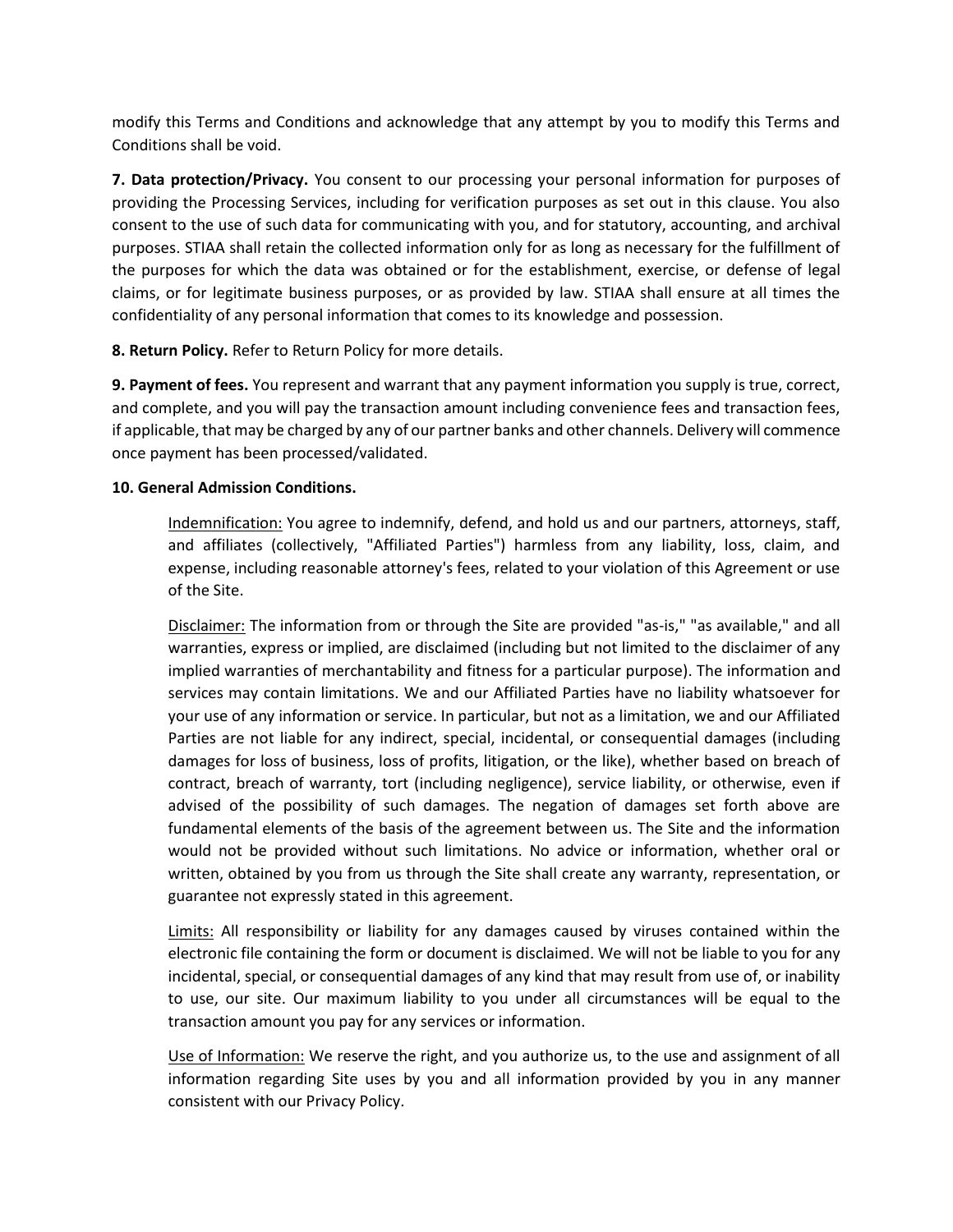modify this Terms and Conditions and acknowledge that any attempt by you to modify this Terms and Conditions shall be void.

**7. Data protection/Privacy.** You consent to our processing your personal information for purposes of providing the Processing Services, including for verification purposes as set out in this clause. You also consent to the use of such data for communicating with you, and for statutory, accounting, and archival purposes. STIAA shall retain the collected information only for as long as necessary for the fulfillment of the purposes for which the data was obtained or for the establishment, exercise, or defense of legal claims, or for legitimate business purposes, or as provided by law. STIAA shall ensure at all times the confidentiality of any personal information that comes to its knowledge and possession.

**8. Return Policy.** Refer to Return Policy for more details.

**9. Payment of fees.** You represent and warrant that any payment information you supply is true, correct, and complete, and you will pay the transaction amount including convenience fees and transaction fees, if applicable, that may be charged by any of our partner banks and other channels. Delivery will commence once payment has been processed/validated.

**10. General Admission Conditions.**

Indemnification: You agree to indemnify, defend, and hold us and our partners, attorneys, staff, and affiliates (collectively, "Affiliated Parties") harmless from any liability, loss, claim, and expense, including reasonable attorney's fees, related to your violation of this Agreement or use of the Site.

Disclaimer: The information from or through the Site are provided "as-is," "as available," and all warranties, express or implied, are disclaimed (including but not limited to the disclaimer of any implied warranties of merchantability and fitness for a particular purpose). The information and services may contain limitations. We and our Affiliated Parties have no liability whatsoever for your use of any information or service. In particular, but not as a limitation, we and our Affiliated Parties are not liable for any indirect, special, incidental, or consequential damages (including damages for loss of business, loss of profits, litigation, or the like), whether based on breach of contract, breach of warranty, tort (including negligence), service liability, or otherwise, even if advised of the possibility of such damages. The negation of damages set forth above are fundamental elements of the basis of the agreement between us. The Site and the information would not be provided without such limitations. No advice or information, whether oral or written, obtained by you from us through the Site shall create any warranty, representation, or guarantee not expressly stated in this agreement.

Limits: All responsibility or liability for any damages caused by viruses contained within the electronic file containing the form or document is disclaimed. We will not be liable to you for any incidental, special, or consequential damages of any kind that may result from use of, or inability to use, our site. Our maximum liability to you under all circumstances will be equal to the transaction amount you pay for any services or information.

Use of Information: We reserve the right, and you authorize us, to the use and assignment of all information regarding Site uses by you and all information provided by you in any manner consistent with our Privacy Policy.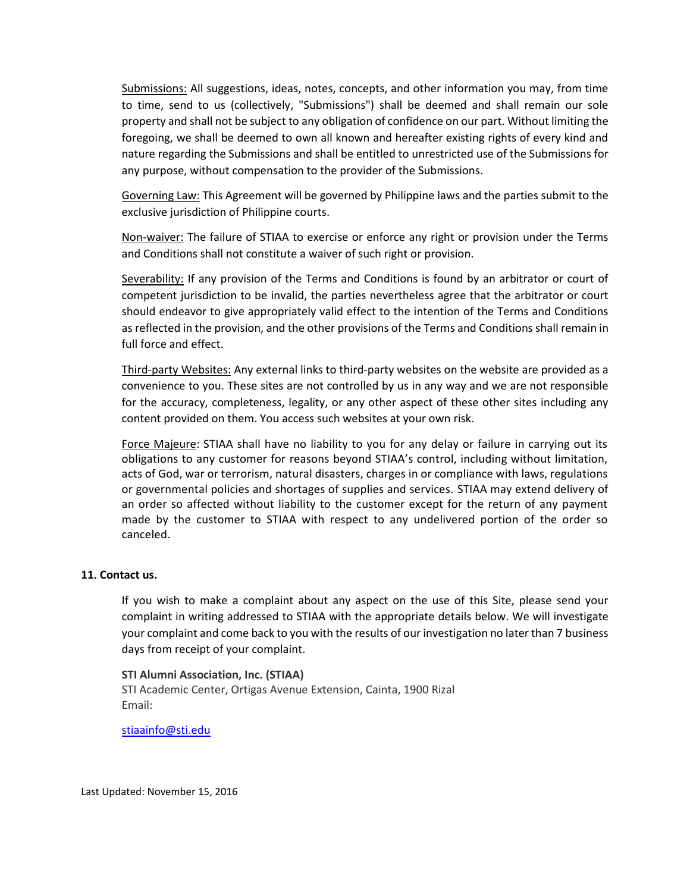<u>Submissions:</u> All suggestions, ideas, notes, concepts, and other information you may, from time to time, send to us (collectively, "Submissions") shall be deemed and shall remain our sole property and shall not be subject to any obligation of confidence on our part. Without limiting the foregoing, we shall be deemed to own all known and hereafter existing rights of every kind and nature regarding the Submissions and shall be entitled to unrestricted use of the Submissions for any purpose, without compensation to the provider of the Submissions.

<u>Governing Law:</u> This Agreement will be governed by Philippine laws and the parties submit to the exclusive jurisdiction of Philippine courts.

<u>Non-waiver:</u> The failure of STIAA to exercise or enforce any right or provision under the Terms and Conditions shall not constitute a waiver of such right or provision.

<u>Severability:</u> If any provision of the Terms and Conditions is found by an arbitrator or court of competent jurisdiction to be invalid, the parties nevertheless agree that the arbitrator or court should endeavor to give appropriately valid effect to the intention of the Terms and Conditions as reflected in the provision, and the other provisions of the Terms and Conditions shall remain in full force and effect.

<u>Third-party Websites:</u> Any external links to third-party websites on the website are provided as a convenience to you. These sites are not controlled by us in any way and we are not responsible for the accuracy, completeness, legality, or any other aspect of these other sites including any content provided on them. You access such websites at your own risk.

<u>Force Majeure</u>: STIAA shall have no liability to you for any delay or failure in carrying out its obligations to any customer for reasons beyond STIAA's control, including without limitation, acts of God, war or terrorism, natural disasters, charges in or compliance with laws, regulations or governmental policies and shortages of supplies and services. STIAA may extend delivery of an order so affected without liability to the customer except for the return of any payment made by the customer to STIAA with respect to any undelivered portion of the order so canceled.

**11. Contact us.**

If you wish to make a complaint about any aspect on the use of this Site, please send your complaint in writing addressed to STIAA with the appropriate details below. We will investigate your complaint and come back to you with the results of our investigation no later than 7 business days from receipt of your complaint.

**STI Alumni Association, Inc. (STIAA)**
STI Academic Center, Ortigas Avenue Extension, Cainta, 1900 Rizal
Email:

stiaainfo@sti.edu

Last Updated: November 15, 2016